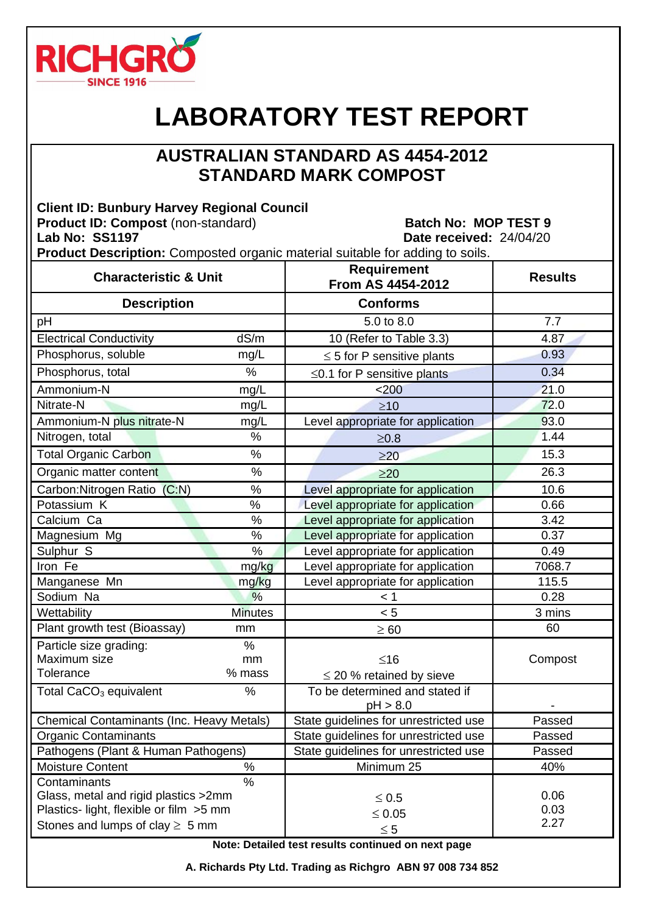RICHGRO

SINCE 1916

# LABORATORY TEST REPORT

## AUSTRALIAN STANDARD AS 4454-2012
## STANDARD MARK COMPOST

**Client ID: Bunbury Harvey Regional Council**
**Product ID: Compost** (non-standard) **Batch No: MOP TEST 9**
**Lab No: SS1197** **Date received:** 24/04/20
**Product Description:** Composted organic material suitable for adding to soils.

| Characteristic & Unit | | Requirement From AS 4454-2012 | Results |
|---|---|---|---|
| **Description** | | **Conforms** | |
| pH | | 5.0 to 8.0 | 7.7 |
| Electrical Conductivity | dS/m | 10 (Refer to Table 3.3) | 4.87 |
| Phosphorus, soluble | mg/L | ≤ 5 for P sensitive plants | 0.93 |
| Phosphorus, total | % | ≤0.1 for P sensitive plants | 0.34 |
| Ammonium-N | mg/L | <200 | 21.0 |
| Nitrate-N | mg/L | ≥10 | 72.0 |
| Ammonium-N plus nitrate-N | mg/L | Level appropriate for application | 93.0 |
| Nitrogen, total | % | ≥0.8 | 1.44 |
| Total Organic Carbon | % | ≥20 | 15.3 |
| Organic matter content | % | ≥20 | 26.3 |
| Carbon:Nitrogen Ratio (C:N) | % | Level appropriate for application | 10.6 |
| Potassium K | % | Level appropriate for application | 0.66 |
| Calcium Ca | % | Level appropriate for application | 3.42 |
| Magnesium Mg | % | Level appropriate for application | 0.37 |
| Sulphur S | % | Level appropriate for application | 0.49 |
| Iron Fe | mg/kg | Level appropriate for application | 7068.7 |
| Manganese Mn | mg/kg | Level appropriate for application | 115.5 |
| Sodium Na | % | < 1 | 0.28 |
| Wettability | Minutes | < 5 | 3 mins |
| Plant growth test (Bioassay) | mm | ≥ 60 | 60 |
| Particle size grading:<br>Maximum size<br>Tolerance | %<br>mm<br>% mass | ≤16<br>≤ 20 % retained by sieve | Compost |
| Total $CaCO_3$ equivalent | % | To be determined and stated if pH > 8.0 | - |
| Chemical Contaminants (Inc. Heavy Metals) | | State guidelines for unrestricted use | Passed |
| Organic Contaminants | | State guidelines for unrestricted use | Passed |
| Pathogens (Plant & Human Pathogens) | | State guidelines for unrestricted use | Passed |
| Moisture Content | % | Minimum 25 | 40% |
| Contaminants<br>Glass, metal and rigid plastics >2mm<br>Plastics- light, flexible or film >5 mm<br>Stones and lumps of clay ≥ 5 mm | % | ≤ 0.5<br>≤ 0.05<br>≤ 5 | 0.06<br>0.03<br>2.27 |

**Note: Detailed test results continued on next page**

**A. Richards Pty Ltd. Trading as Richgro ABN 97 008 734 852**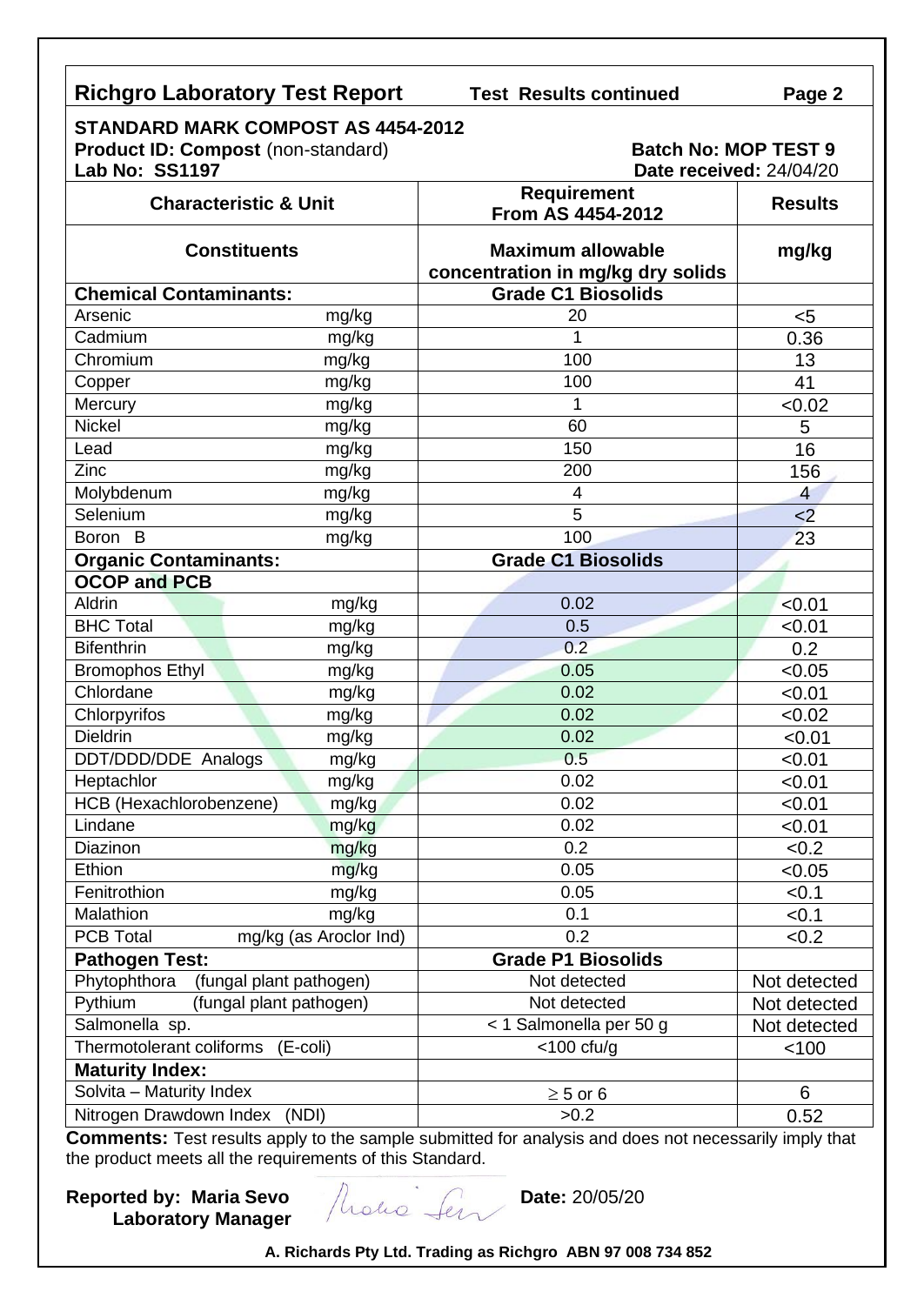**Richgro Laboratory Test Report** **Test Results continued**

**STANDARD MARK COMPOST AS 4454-2012**

**Product ID: Compost** (non-standard) **Batch No: MOP TEST 9**

**Lab No: SS1197** **Date received:** 24/04/20

| Characteristic & Unit | | Requirement From AS 4454-2012 | Results |
|---|---|---|---|
| **Constituents** | | **Maximum allowable concentration in mg/kg dry solids** | **mg/kg** |
| **Chemical Contaminants:** | | **Grade C1 Biosolids** | |
| Arsenic | mg/kg | 20 | <5 |
| Cadmium | mg/kg | 1 | 0.36 |
| Chromium | mg/kg | 100 | 13 |
| Copper | mg/kg | 100 | 41 |
| Mercury | mg/kg | 1 | <0.02 |
| Nickel | mg/kg | 60 | 5 |
| Lead | mg/kg | 150 | 16 |
| Zinc | mg/kg | 200 | 156 |
| Molybdenum | mg/kg | 4 | 4 |
| Selenium | mg/kg | 5 | <2 |
| Boron B | mg/kg | 100 | 23 |
| **Organic Contaminants:** | | **Grade C1 Biosolids** | |
| **OCOP and PCB** | | | |
| Aldrin | mg/kg | 0.02 | <0.01 |
| BHC Total | mg/kg | 0.5 | <0.01 |
| Bifenthrin | mg/kg | 0.2 | 0.2 |
| Bromophos Ethyl | mg/kg | 0.05 | <0.05 |
| Chlordane | mg/kg | 0.02 | <0.01 |
| Chlorpyrifos | mg/kg | 0.02 | <0.02 |
| Dieldrin | mg/kg | 0.02 | <0.01 |
| DDT/DDD/DDE Analogs | mg/kg | 0.5 | <0.01 |
| Heptachlor | mg/kg | 0.02 | <0.01 |
| HCB (Hexachlorobenzene) | mg/kg | 0.02 | <0.01 |
| Lindane | mg/kg | 0.02 | <0.01 |
| Diazinon | mg/kg | 0.2 | <0.2 |
| Ethion | mg/kg | 0.05 | <0.05 |
| Fenitrothion | mg/kg | 0.05 | <0.1 |
| Malathion | mg/kg | 0.1 | <0.1 |
| PCB Total | mg/kg (as Aroclor Ind) | 0.2 | <0.2 |
| **Pathogen Test:** | | **Grade P1 Biosolids** | |
| Phytophthora (fungal plant pathogen) | | Not detected | Not detected |
| Pythium (fungal plant pathogen) | | Not detected | Not detected |
| Salmonella sp. | | < 1 Salmonella per 50 g | Not detected |
| Thermotolerant coliforms (E-coli) | | <100 cfu/g | <100 |
| **Maturity Index:** | | | |
| Solvita – Maturity Index | | $\geq$ 5 or 6 | 6 |
| Nitrogen Drawdown Index (NDI) | | >0.2 | 0.52 |

**Comments:** Test results apply to the sample submitted for analysis and does not necessarily imply that the product meets all the requirements of this Standard.

**Reported by: Maria Sevo**
**Laboratory Manager**

**Date:** 20/05/20

**A. Richards Pty Ltd. Trading as Richgro ABN 97 008 734 852**